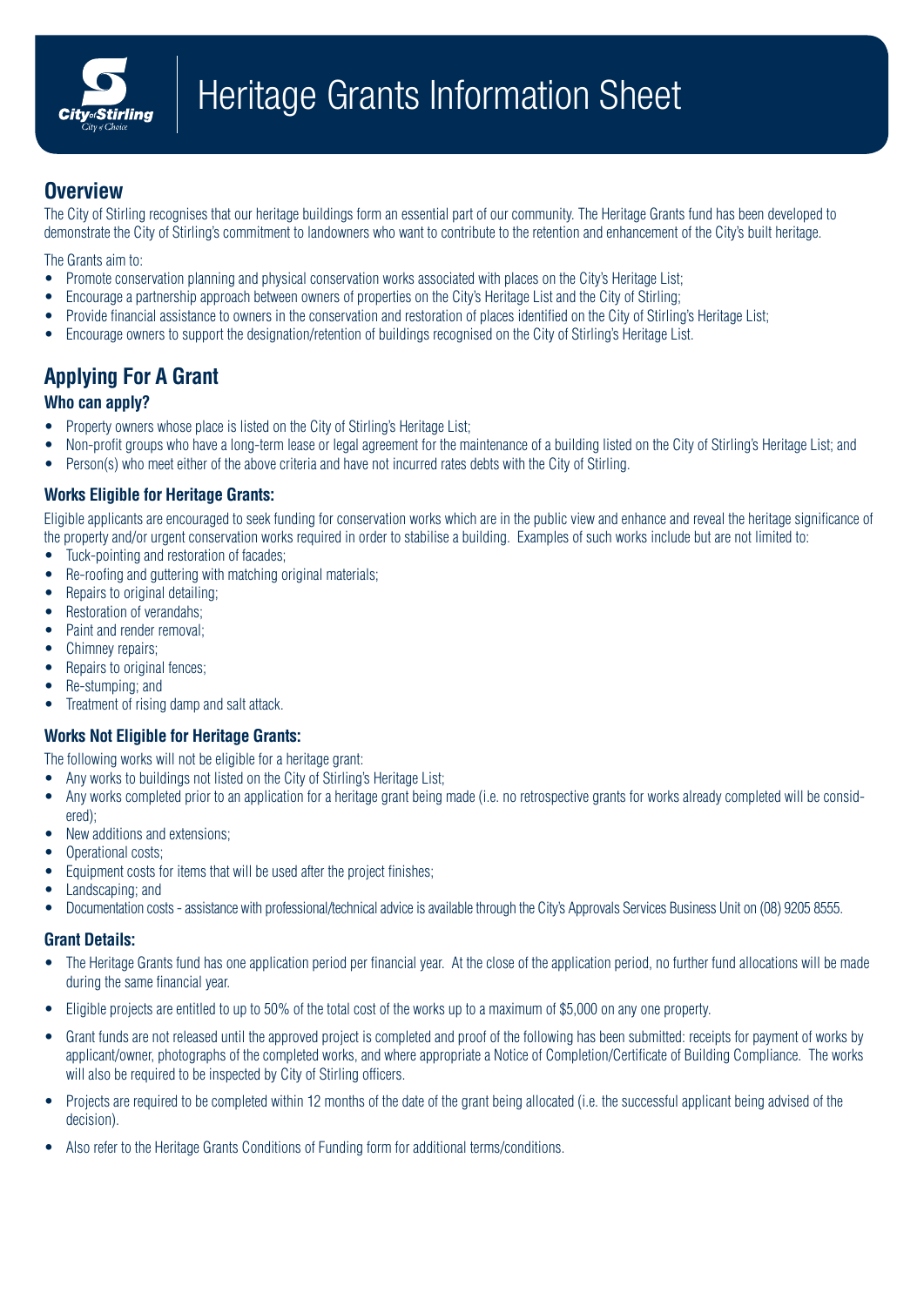# Heritage Grants Information Sheet

## Overview

The City of Stirling recognises that our heritage buildings form an essential part of our community. The Heritage Grants fund has been developed to demonstrate the City of Stirling's commitment to landowners who want to contribute to the retention and enhancement of the City's built heritage.

The Grants aim to:

- Promote conservation planning and physical conservation works associated with places on the City's Heritage List;
- Encourage a partnership approach between owners of properties on the City's Heritage List and the City of Stirling;
- Provide financial assistance to owners in the conservation and restoration of places identified on the City of Stirling's Heritage List;
- Encourage owners to support the designation/retention of buildings recognised on the City of Stirling's Heritage List.

## Applying For A Grant

### Who can apply?

- Property owners whose place is listed on the City of Stirling's Heritage List;
- Non-profit groups who have a long-term lease or legal agreement for the maintenance of a building listed on the City of Stirling's Heritage List; and
- Person(s) who meet either of the above criteria and have not incurred rates debts with the City of Stirling.

### Works Eligible for Heritage Grants:

Eligible applicants are encouraged to seek funding for conservation works which are in the public view and enhance and reveal the heritage significance of the property and/or urgent conservation works required in order to stabilise a building. Examples of such works include but are not limited to:

- Tuck-pointing and restoration of facades;
- Re-roofing and guttering with matching original materials;
- Repairs to original detailing;
- Restoration of verandahs;
- Paint and render removal;
- Chimney repairs;
- Repairs to original fences;
- Re-stumping; and
- Treatment of rising damp and salt attack.

### Works Not Eligible for Heritage Grants:

The following works will not be eligible for a heritage grant:

- Any works to buildings not listed on the City of Stirling's Heritage List;
- Any works completed prior to an application for a heritage grant being made (i.e. no retrospective grants for works already completed will be considered);
- New additions and extensions;
- Operational costs;
- Equipment costs for items that will be used after the project finishes;
- Landscaping; and
- Documentation costs - assistance with professional/technical advice is available through the City's Approvals Services Business Unit on (08) 9205 8555.

### Grant Details:

- The Heritage Grants fund has one application period per financial year. At the close of the application period, no further fund allocations will be made during the same financial year.
- Eligible projects are entitled to up to 50% of the total cost of the works up to a maximum of $5,000 on any one property.
- Grant funds are not released until the approved project is completed and proof of the following has been submitted: receipts for payment of works by applicant/owner, photographs of the completed works, and where appropriate a Notice of Completion/Certificate of Building Compliance. The works will also be required to be inspected by City of Stirling officers.
- Projects are required to be completed within 12 months of the date of the grant being allocated (i.e. the successful applicant being advised of the decision).
- Also refer to the Heritage Grants Conditions of Funding form for additional terms/conditions.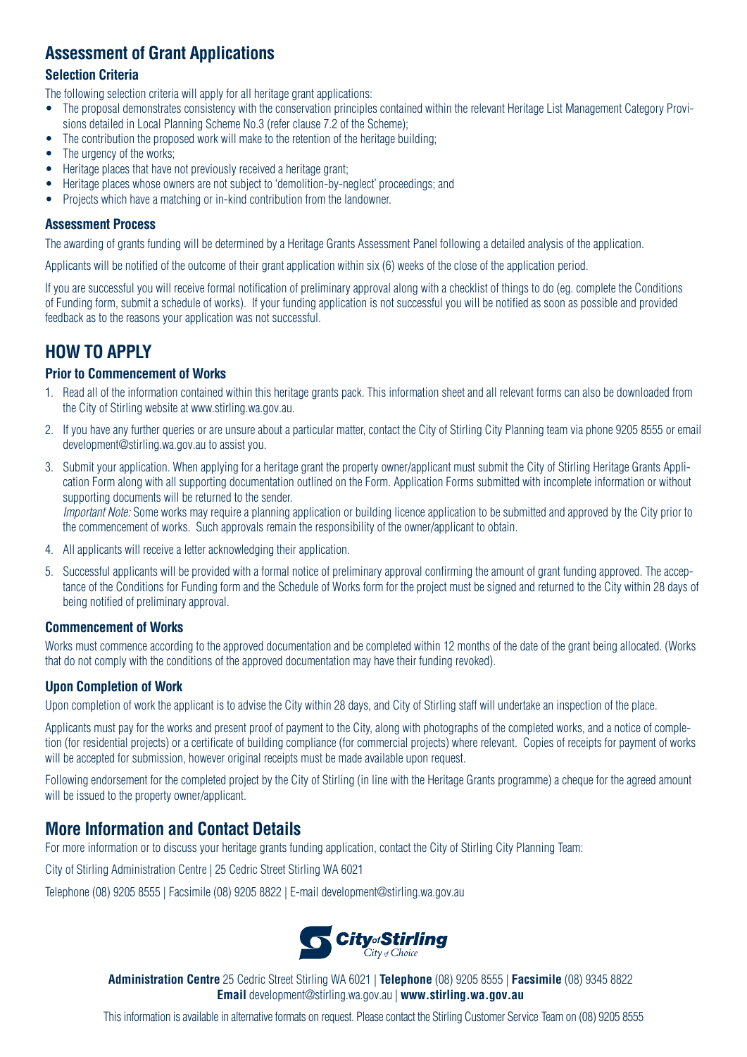## Assessment of Grant Applications

### Selection Criteria

The following selection criteria will apply for all heritage grant applications:

- The proposal demonstrates consistency with the conservation principles contained within the relevant Heritage List Management Category Provisions detailed in Local Planning Scheme No.3 (refer clause 7.2 of the Scheme);
- The contribution the proposed work will make to the retention of the heritage building;
- The urgency of the works;
- Heritage places that have not previously received a heritage grant;
- Heritage places whose owners are not subject to 'demolition-by-neglect' proceedings; and
- Projects which have a matching or in-kind contribution from the landowner.

### Assessment Process

The awarding of grants funding will be determined by a Heritage Grants Assessment Panel following a detailed analysis of the application.

Applicants will be notified of the outcome of their grant application within six (6) weeks of the close of the application period.

If you are successful you will receive formal notification of preliminary approval along with a checklist of things to do (eg. complete the Conditions of Funding form, submit a schedule of works). If your funding application is not successful you will be notified as soon as possible and provided feedback as to the reasons your application was not successful.

## HOW TO APPLY

### Prior to Commencement of Works

1. Read all of the information contained within this heritage grants pack. This information sheet and all relevant forms can also be downloaded from the City of Stirling website at www.stirling.wa.gov.au.
2. If you have any further queries or are unsure about a particular matter, contact the City of Stirling City Planning team via phone 9205 8555 or email development@stirling.wa.gov.au to assist you.
3. Submit your application. When applying for a heritage grant the property owner/applicant must submit the City of Stirling Heritage Grants Application Form along with all supporting documentation outlined on the Form. Application Forms submitted with incomplete information or without supporting documents will be returned to the sender.
   *Important Note:* Some works may require a planning application or building licence application to be submitted and approved by the City prior to the commencement of works. Such approvals remain the responsibility of the owner/applicant to obtain.
4. All applicants will receive a letter acknowledging their application.
5. Successful applicants will be provided with a formal notice of preliminary approval confirming the amount of grant funding approved. The acceptance of the Conditions for Funding form and the Schedule of Works form for the project must be signed and returned to the City within 28 days of being notified of preliminary approval.

### Commencement of Works

Works must commence according to the approved documentation and be completed within 12 months of the date of the grant being allocated. (Works that do not comply with the conditions of the approved documentation may have their funding revoked).

### Upon Completion of Work

Upon completion of work the applicant is to advise the City within 28 days, and City of Stirling staff will undertake an inspection of the place.

Applicants must pay for the works and present proof of payment to the City, along with photographs of the completed works, and a notice of completion (for residential projects) or a certificate of building compliance (for commercial projects) where relevant. Copies of receipts for payment of works will be accepted for submission, however original receipts must be made available upon request.

Following endorsement for the completed project by the City of Stirling (in line with the Heritage Grants programme) a cheque for the agreed amount will be issued to the property owner/applicant.

## More Information and Contact Details

For more information or to discuss your heritage grants funding application, contact the City of Stirling City Planning Team:

City of Stirling Administration Centre | 25 Cedric Street Stirling WA 6021

Telephone (08) 9205 8555 | Facsimile (08) 9205 8822 | E-mail development@stirling.wa.gov.au

City of Stirling
City of Choice

**Administration Centre** 25 Cedric Street Stirling WA 6021 | **Telephone** (08) 9205 8555 | **Facsimile** (08) 9345 8822
**Email** development@stirling.wa.gov.au | **www.stirling.wa.gov.au**

This information is available in alternative formats on request. Please contact the Stirling Customer Service Team on (08) 9205 8555